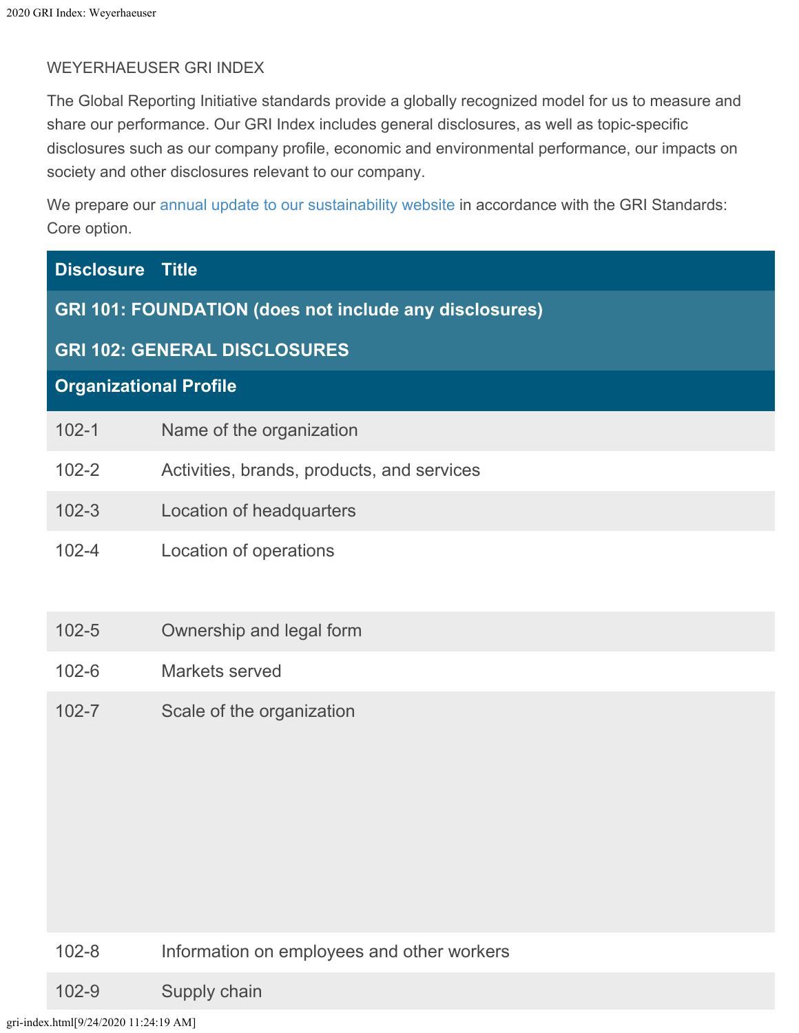WEYERHAEUSER GRI INDEX

The Global Reporting Initiative standards provide a globally recognized model for us to measure and share our performance. Our GRI Index includes general disclosures, as well as topic-specific disclosures such as our company profile, economic and environmental performance, our impacts on society and other disclosures relevant to our company.

We prepare our annual update to our sustainability website in accordance with the GRI Standards: Core option.

| Disclosure | Title |
|---|---|
| **GRI 101: FOUNDATION (does not include any disclosures)** | |
| **GRI 102: GENERAL DISCLOSURES** | |
| **Organizational Profile** | |
| 102-1 | Name of the organization |
| 102-2 | Activities, brands, products, and services |
| 102-3 | Location of headquarters |
| 102-4 | Location of operations |
| 102-5 | Ownership and legal form |
| 102-6 | Markets served |
| 102-7 | Scale of the organization |
| 102-8 | Information on employees and other workers |
| 102-9 | Supply chain |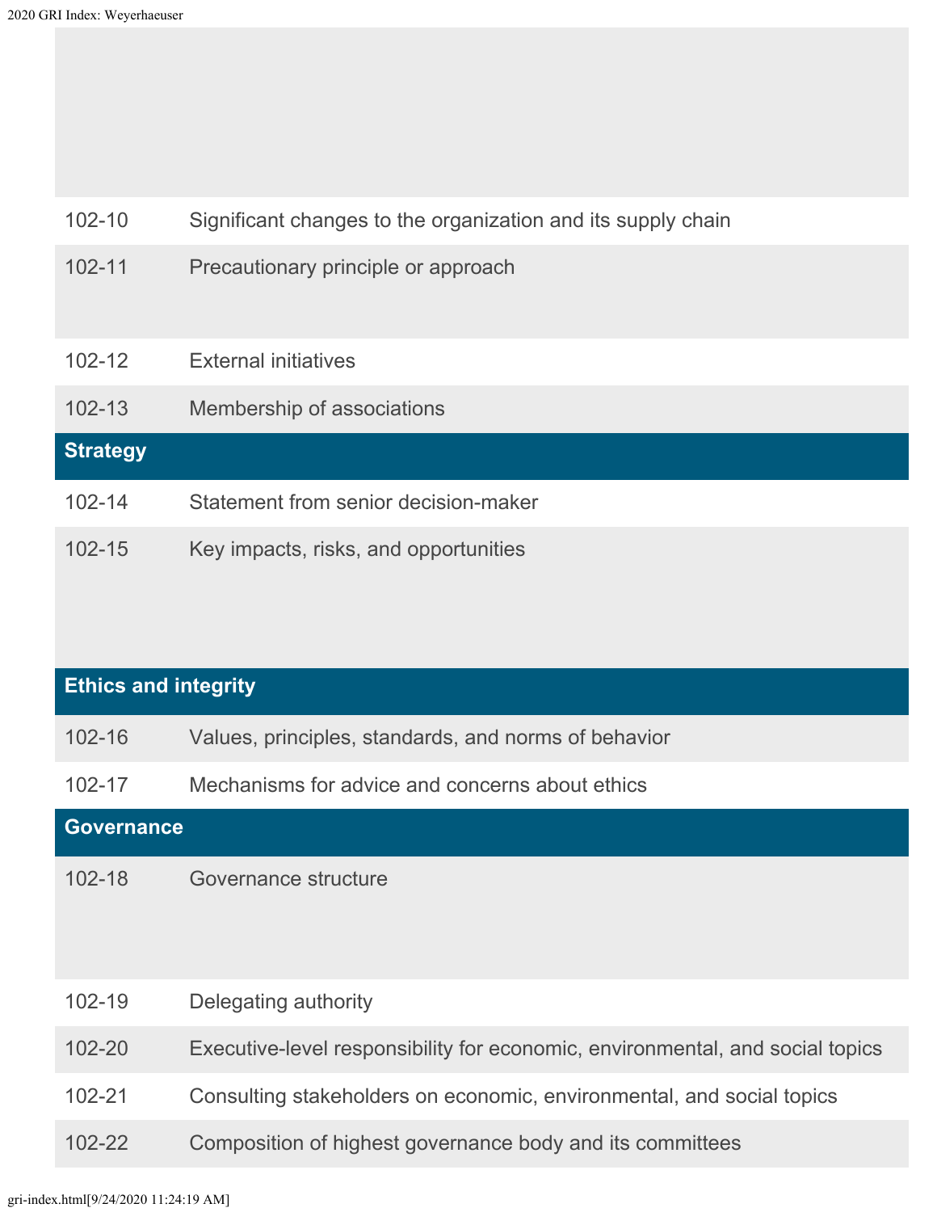| | |
|---|---|
| 102-10 | Significant changes to the organization and its supply chain |
| 102-11 | Precautionary principle or approach |
| 102-12 | External initiatives |
| 102-13 | Membership of associations |
| **Strategy** | |
| 102-14 | Statement from senior decision-maker |
| 102-15 | Key impacts, risks, and opportunities |
| **Ethics and integrity** | |
| 102-16 | Values, principles, standards, and norms of behavior |
| 102-17 | Mechanisms for advice and concerns about ethics |
| **Governance** | |
| 102-18 | Governance structure |
| 102-19 | Delegating authority |
| 102-20 | Executive-level responsibility for economic, environmental, and social topics |
| 102-21 | Consulting stakeholders on economic, environmental, and social topics |
| 102-22 | Composition of highest governance body and its committees |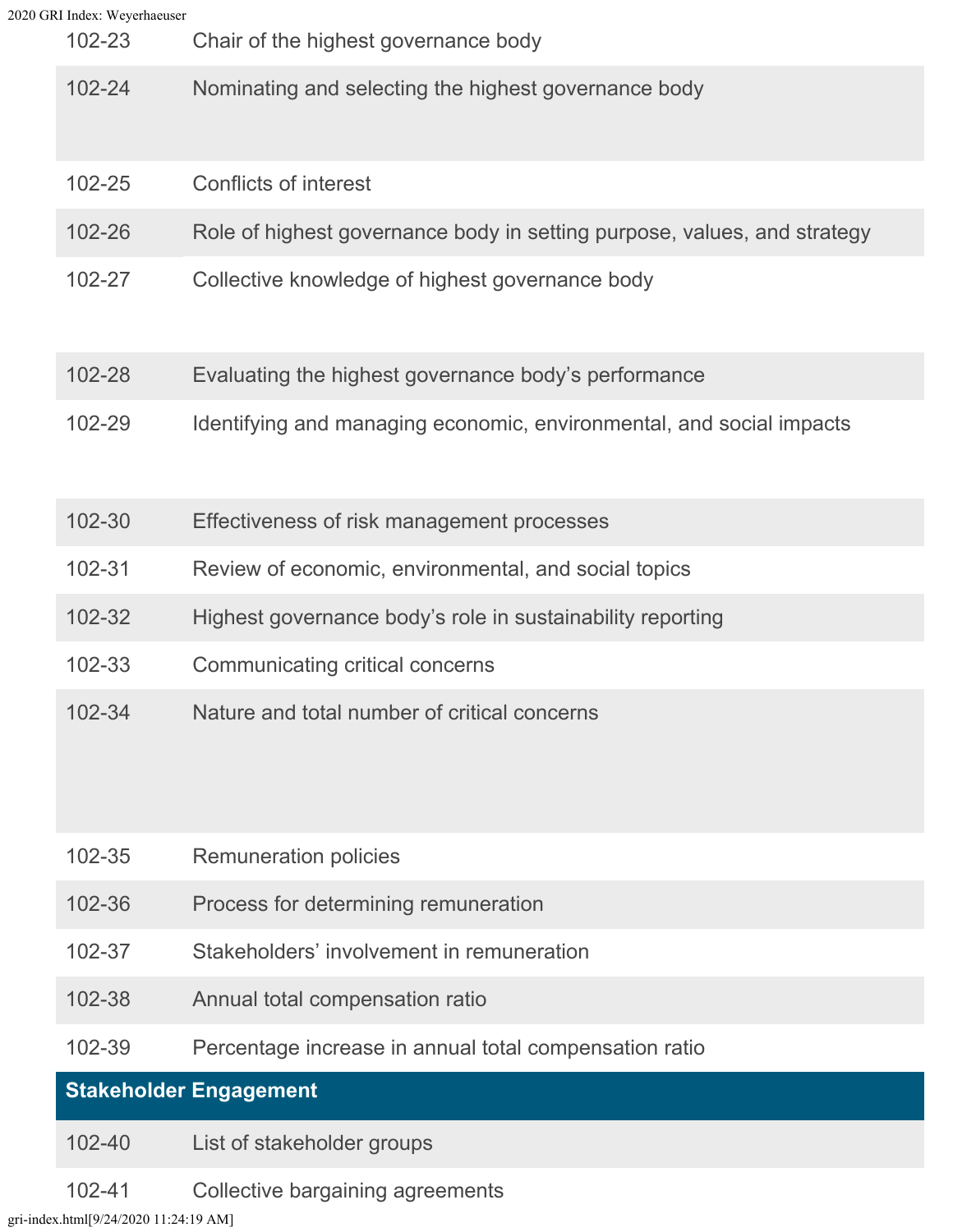| | |
|---|---|
| 102-23 | Chair of the highest governance body |
| 102-24 | Nominating and selecting the highest governance body |
| 102-25 | Conflicts of interest |
| 102-26 | Role of highest governance body in setting purpose, values, and strategy |
| 102-27 | Collective knowledge of highest governance body |
| 102-28 | Evaluating the highest governance body's performance |
| 102-29 | Identifying and managing economic, environmental, and social impacts |
| 102-30 | Effectiveness of risk management processes |
| 102-31 | Review of economic, environmental, and social topics |
| 102-32 | Highest governance body's role in sustainability reporting |
| 102-33 | Communicating critical concerns |
| 102-34 | Nature and total number of critical concerns |
| 102-35 | Remuneration policies |
| 102-36 | Process for determining remuneration |
| 102-37 | Stakeholders' involvement in remuneration |
| 102-38 | Annual total compensation ratio |
| 102-39 | Percentage increase in annual total compensation ratio |
| **Stakeholder Engagement** | |
| 102-40 | List of stakeholder groups |
| 102-41 | Collective bargaining agreements |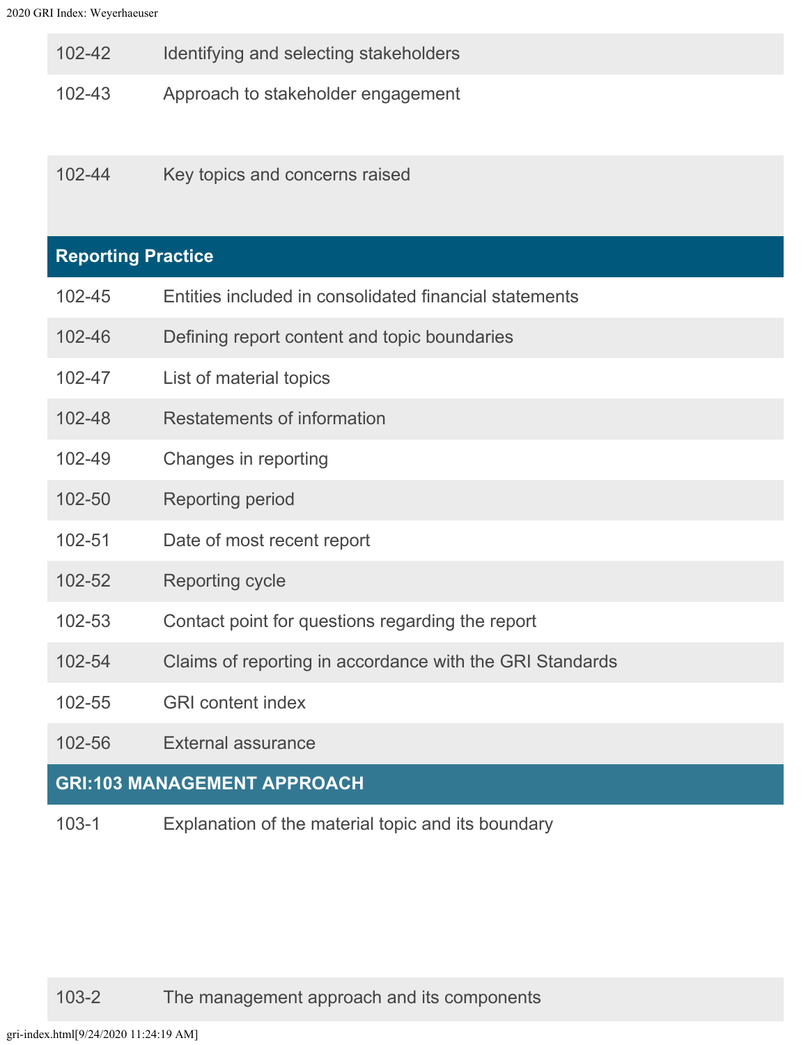| | |
|---|---|
| 102-42 | Identifying and selecting stakeholders |
| 102-43 | Approach to stakeholder engagement |
| 102-44 | Key topics and concerns raised |
| **Reporting Practice** | |
| 102-45 | Entities included in consolidated financial statements |
| 102-46 | Defining report content and topic boundaries |
| 102-47 | List of material topics |
| 102-48 | Restatements of information |
| 102-49 | Changes in reporting |
| 102-50 | Reporting period |
| 102-51 | Date of most recent report |
| 102-52 | Reporting cycle |
| 102-53 | Contact point for questions regarding the report |
| 102-54 | Claims of reporting in accordance with the GRI Standards |
| 102-55 | GRI content index |
| 102-56 | External assurance |
| **GRI:103 MANAGEMENT APPROACH** | |
| 103-1 | Explanation of the material topic and its boundary |
| 103-2 | The management approach and its components |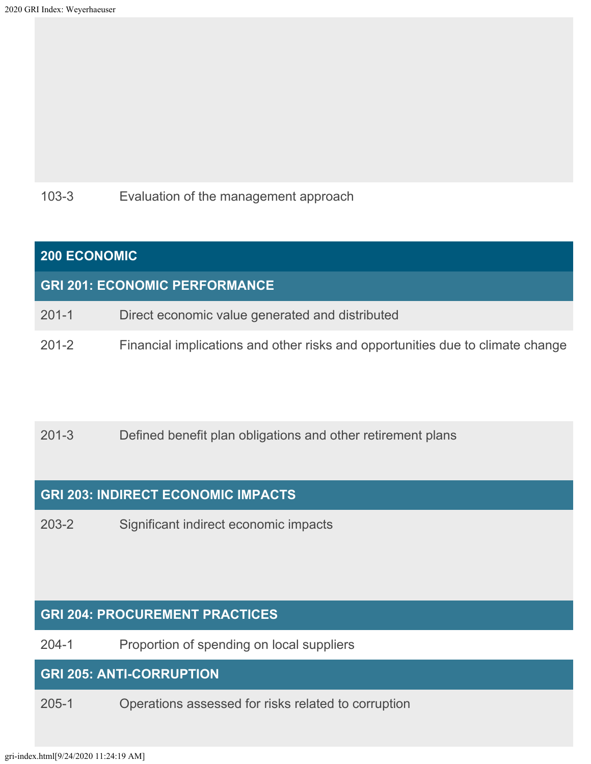| | |
|---|---|
| 103-3 | Evaluation of the management approach |

## 200 ECONOMIC

### GRI 201: ECONOMIC PERFORMANCE

| | |
|---|---|
| 201-1 | Direct economic value generated and distributed |
| 201-2 | Financial implications and other risks and opportunities due to climate change |
| 201-3 | Defined benefit plan obligations and other retirement plans |

### GRI 203: INDIRECT ECONOMIC IMPACTS

| | |
|---|---|
| 203-2 | Significant indirect economic impacts |

### GRI 204: PROCUREMENT PRACTICES

| | |
|---|---|
| 204-1 | Proportion of spending on local suppliers |

### GRI 205: ANTI-CORRUPTION

| | |
|---|---|
| 205-1 | Operations assessed for risks related to corruption |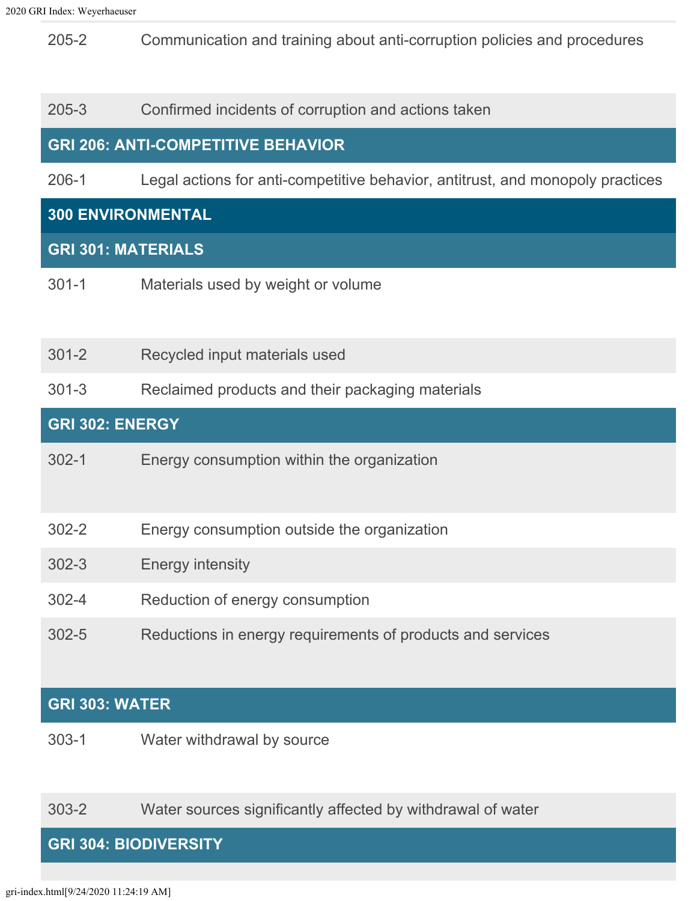| | |
|---|---|
| 205-2 | Communication and training about anti-corruption policies and procedures |
| 205-3 | Confirmed incidents of corruption and actions taken |
| **GRI 206: ANTI-COMPETITIVE BEHAVIOR** | |
| 206-1 | Legal actions for anti-competitive behavior, antitrust, and monopoly practices |
| **300 ENVIRONMENTAL** | |
| **GRI 301: MATERIALS** | |
| 301-1 | Materials used by weight or volume |
| 301-2 | Recycled input materials used |
| 301-3 | Reclaimed products and their packaging materials |
| **GRI 302: ENERGY** | |
| 302-1 | Energy consumption within the organization |
| 302-2 | Energy consumption outside the organization |
| 302-3 | Energy intensity |
| 302-4 | Reduction of energy consumption |
| 302-5 | Reductions in energy requirements of products and services |
| **GRI 303: WATER** | |
| 303-1 | Water withdrawal by source |
| 303-2 | Water sources significantly affected by withdrawal of water |
| **GRI 304: BIODIVERSITY** | |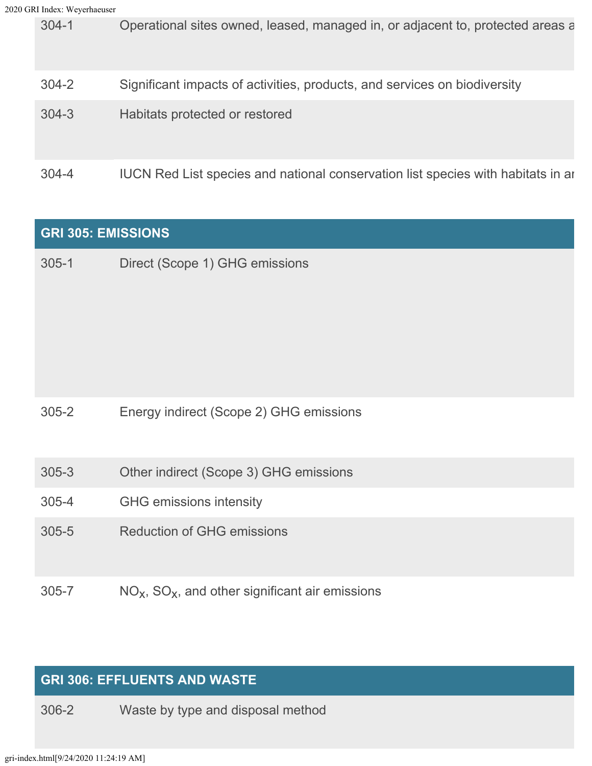| | |
|---|---|
| 304-1 | Operational sites owned, leased, managed in, or adjacent to, protected areas a |
| 304-2 | Significant impacts of activities, products, and services on biodiversity |
| 304-3 | Habitats protected or restored |
| 304-4 | IUCN Red List species and national conservation list species with habitats in ar |

| **GRI 305: EMISSIONS** | |
|---|---|
| 305-1 | Direct (Scope 1) GHG emissions |
| 305-2 | Energy indirect (Scope 2) GHG emissions |
| 305-3 | Other indirect (Scope 3) GHG emissions |
| 305-4 | GHG emissions intensity |
| 305-5 | Reduction of GHG emissions |
| 305-7 | $NO_X$, $SO_X$, and other significant air emissions |

| **GRI 306: EFFLUENTS AND WASTE** | |
|---|---|
| 306-2 | Waste by type and disposal method |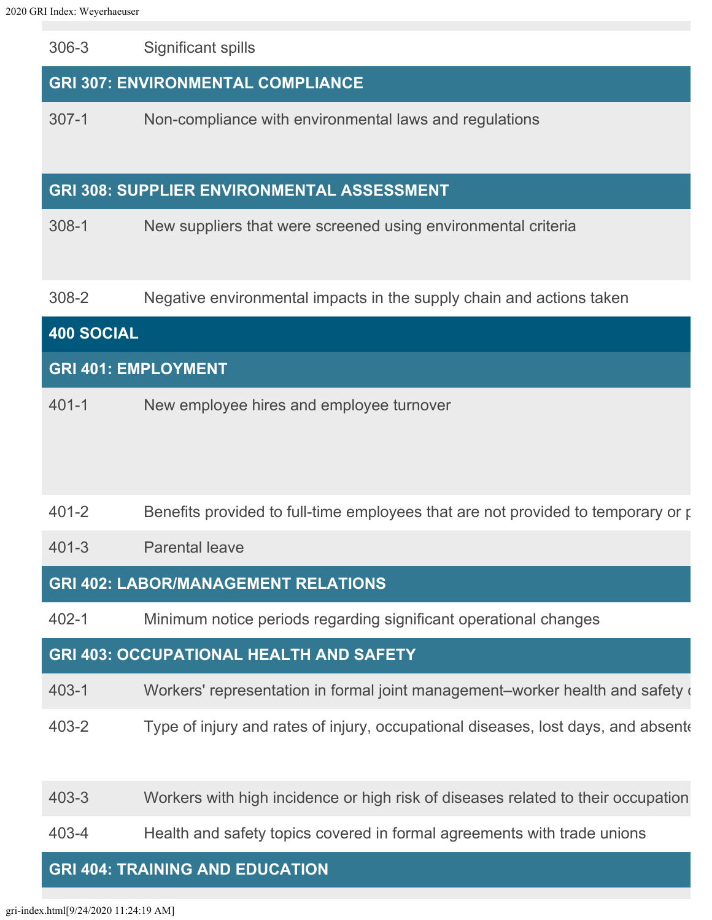| | |
|---|---|
| 306-3 | Significant spills |
| **GRI 307: ENVIRONMENTAL COMPLIANCE** | |
| 307-1 | Non-compliance with environmental laws and regulations |
| **GRI 308: SUPPLIER ENVIRONMENTAL ASSESSMENT** | |
| 308-1 | New suppliers that were screened using environmental criteria |
| 308-2 | Negative environmental impacts in the supply chain and actions taken |
| **400 SOCIAL** | |
| **GRI 401: EMPLOYMENT** | |
| 401-1 | New employee hires and employee turnover |
| 401-2 | Benefits provided to full-time employees that are not provided to temporary or p |
| 401-3 | Parental leave |
| **GRI 402: LABOR/MANAGEMENT RELATIONS** | |
| 402-1 | Minimum notice periods regarding significant operational changes |
| **GRI 403: OCCUPATIONAL HEALTH AND SAFETY** | |
| 403-1 | Workers' representation in formal joint management–worker health and safety c |
| 403-2 | Type of injury and rates of injury, occupational diseases, lost days, and absente |
| 403-3 | Workers with high incidence or high risk of diseases related to their occupation |
| 403-4 | Health and safety topics covered in formal agreements with trade unions |
| **GRI 404: TRAINING AND EDUCATION** | |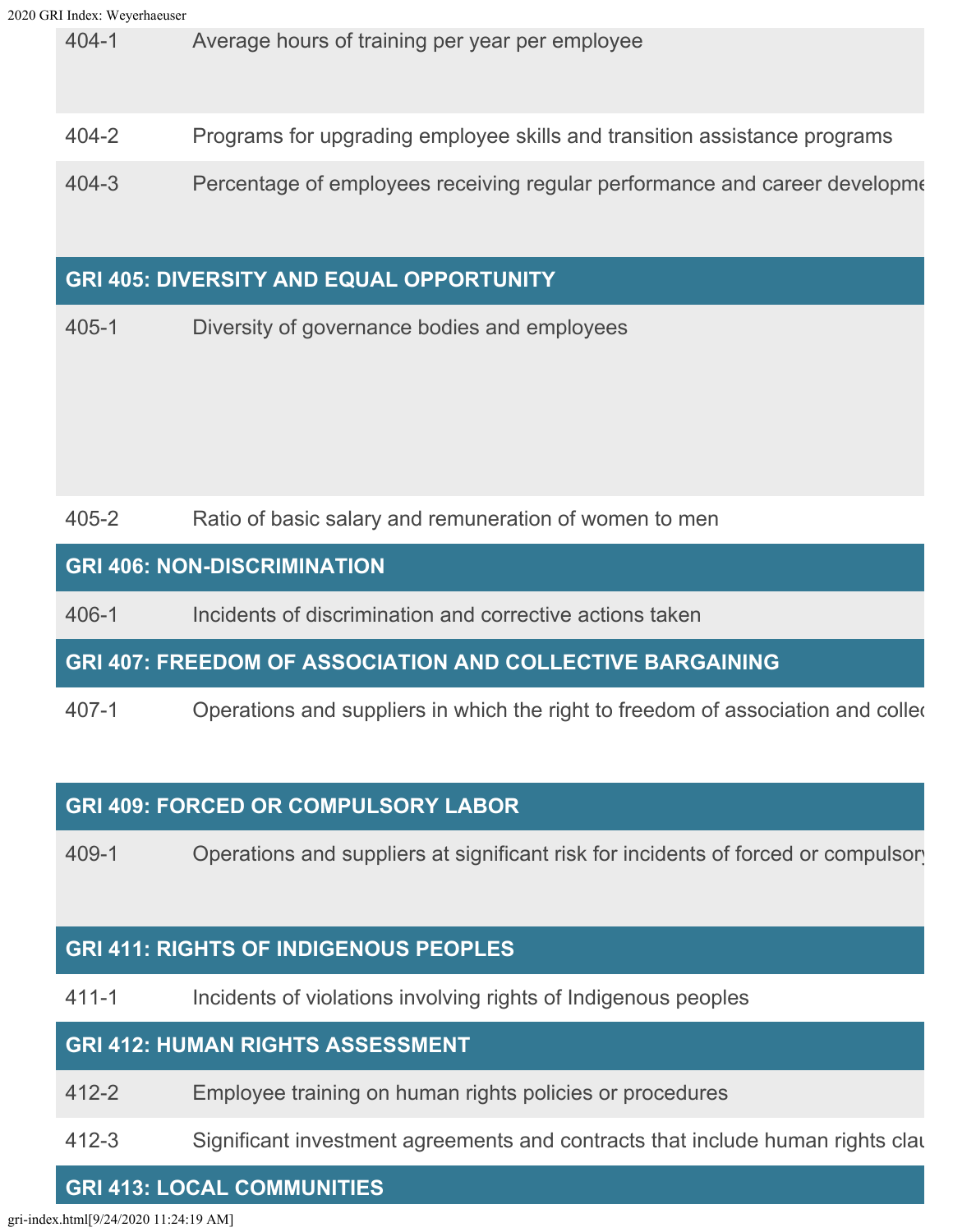| | |
|---|---|
| 404-1 | Average hours of training per year per employee |
| 404-2 | Programs for upgrading employee skills and transition assistance programs |
| 404-3 | Percentage of employees receiving regular performance and career developme |
| **GRI 405: DIVERSITY AND EQUAL OPPORTUNITY** | |
| 405-1 | Diversity of governance bodies and employees |
| 405-2 | Ratio of basic salary and remuneration of women to men |
| **GRI 406: NON-DISCRIMINATION** | |
| 406-1 | Incidents of discrimination and corrective actions taken |
| **GRI 407: FREEDOM OF ASSOCIATION AND COLLECTIVE BARGAINING** | |
| 407-1 | Operations and suppliers in which the right to freedom of association and collec |
| **GRI 409: FORCED OR COMPULSORY LABOR** | |
| 409-1 | Operations and suppliers at significant risk for incidents of forced or compulsory |
| **GRI 411: RIGHTS OF INDIGENOUS PEOPLES** | |
| 411-1 | Incidents of violations involving rights of Indigenous peoples |
| **GRI 412: HUMAN RIGHTS ASSESSMENT** | |
| 412-2 | Employee training on human rights policies or procedures |
| 412-3 | Significant investment agreements and contracts that include human rights clau |
| **GRI 413: LOCAL COMMUNITIES** | |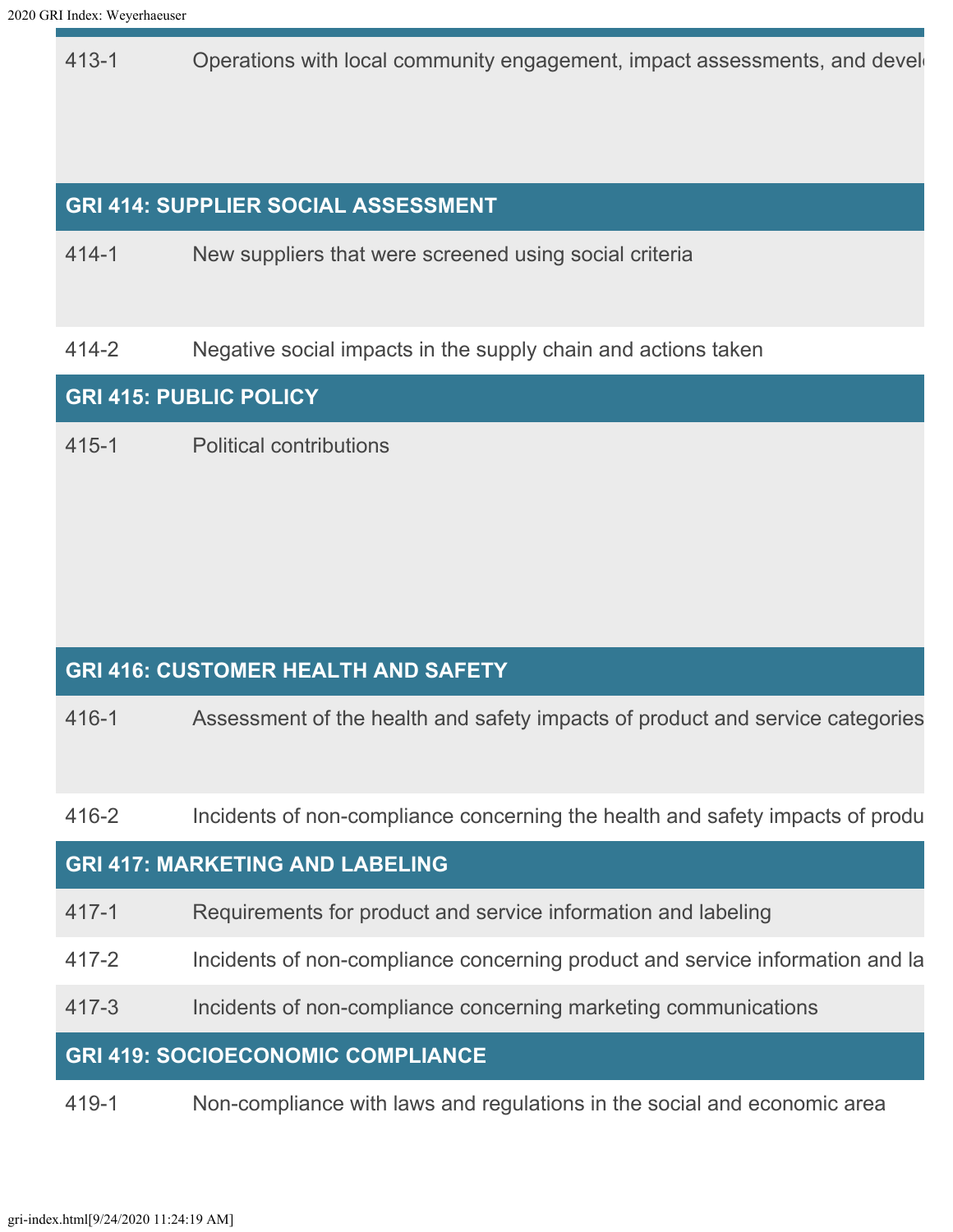| | |
|---|---|
| 413-1 | Operations with local community engagement, impact assessments, and devel |

| **GRI 414: SUPPLIER SOCIAL ASSESSMENT** | |
|---|---|
| 414-1 | New suppliers that were screened using social criteria |
| 414-2 | Negative social impacts in the supply chain and actions taken |

| **GRI 415: PUBLIC POLICY** | |
|---|---|
| 415-1 | Political contributions |

| **GRI 416: CUSTOMER HEALTH AND SAFETY** | |
|---|---|
| 416-1 | Assessment of the health and safety impacts of product and service categories |
| 416-2 | Incidents of non-compliance concerning the health and safety impacts of produ |

| **GRI 417: MARKETING AND LABELING** | |
|---|---|
| 417-1 | Requirements for product and service information and labeling |
| 417-2 | Incidents of non-compliance concerning product and service information and la |
| 417-3 | Incidents of non-compliance concerning marketing communications |

| **GRI 419: SOCIOECONOMIC COMPLIANCE** | |
|---|---|
| 419-1 | Non-compliance with laws and regulations in the social and economic area |